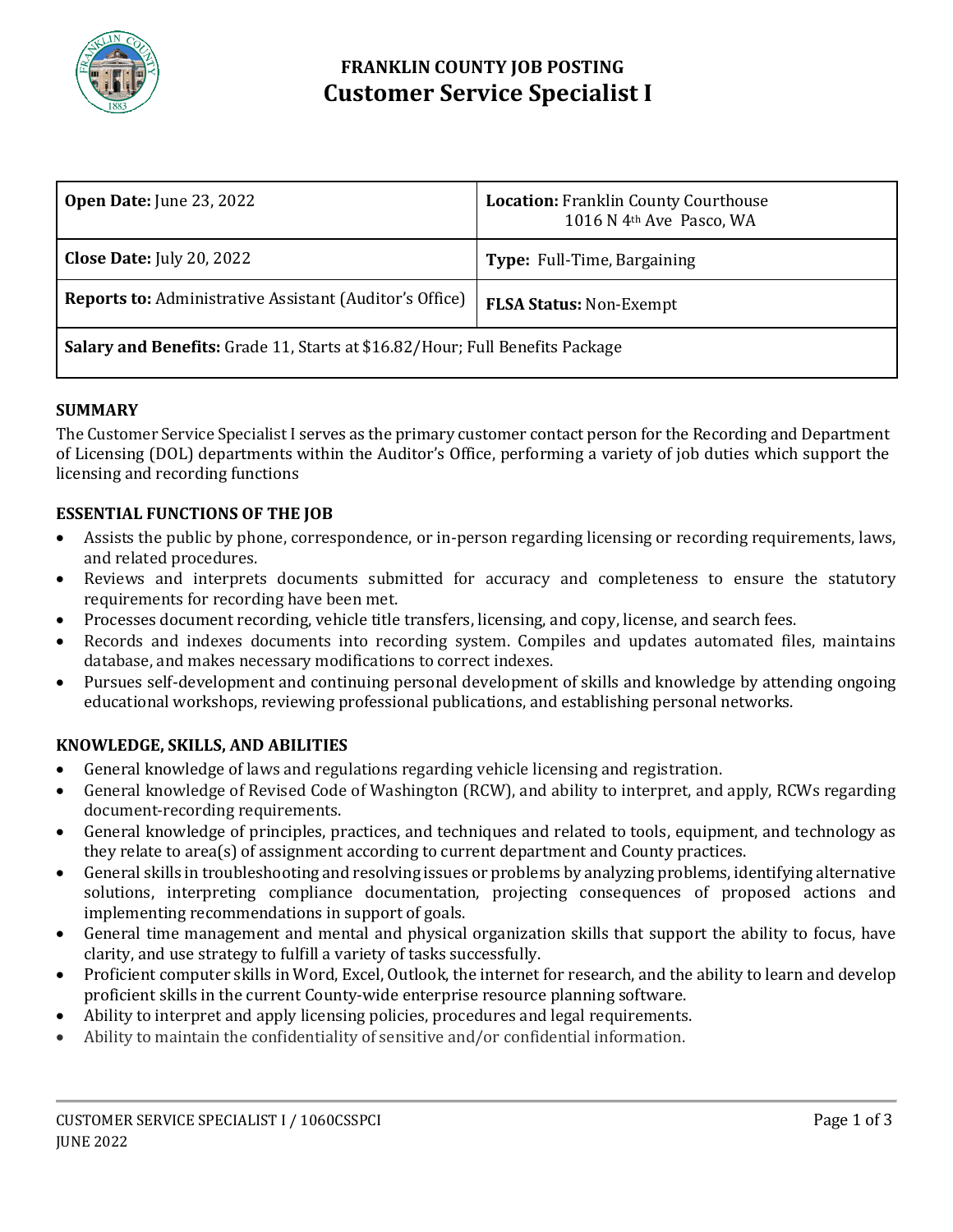# FRANKLIN COUNTY JOB POSTING
# Customer Service Specialist I

| | |
|---|---|
| **Open Date:** June 23, 2022 | **Location:** Franklin County Courthouse 1016 N 4th Ave Pasco, WA |
| **Close Date:** July 20, 2022 | **Type:** Full-Time, Bargaining |
| **Reports to:** Administrative Assistant (Auditor's Office) | **FLSA Status:** Non-Exempt |
| **Salary and Benefits:** Grade 11, Starts at $16.82/Hour; Full Benefits Package | |

## SUMMARY

The Customer Service Specialist I serves as the primary customer contact person for the Recording and Department of Licensing (DOL) departments within the Auditor's Office, performing a variety of job duties which support the licensing and recording functions

## ESSENTIAL FUNCTIONS OF THE JOB

- Assists the public by phone, correspondence, or in-person regarding licensing or recording requirements, laws, and related procedures.
- Reviews and interprets documents submitted for accuracy and completeness to ensure the statutory requirements for recording have been met.
- Processes document recording, vehicle title transfers, licensing, and copy, license, and search fees.
- Records and indexes documents into recording system. Compiles and updates automated files, maintains database, and makes necessary modifications to correct indexes.
- Pursues self-development and continuing personal development of skills and knowledge by attending ongoing educational workshops, reviewing professional publications, and establishing personal networks.

## KNOWLEDGE, SKILLS, AND ABILITIES

- General knowledge of laws and regulations regarding vehicle licensing and registration.
- General knowledge of Revised Code of Washington (RCW), and ability to interpret, and apply, RCWs regarding document-recording requirements.
- General knowledge of principles, practices, and techniques and related to tools, equipment, and technology as they relate to area(s) of assignment according to current department and County practices.
- General skills in troubleshooting and resolving issues or problems by analyzing problems, identifying alternative solutions, interpreting compliance documentation, projecting consequences of proposed actions and implementing recommendations in support of goals.
- General time management and mental and physical organization skills that support the ability to focus, have clarity, and use strategy to fulfill a variety of tasks successfully.
- Proficient computer skills in Word, Excel, Outlook, the internet for research, and the ability to learn and develop proficient skills in the current County-wide enterprise resource planning software.
- Ability to interpret and apply licensing policies, procedures and legal requirements.
- Ability to maintain the confidentiality of sensitive and/or confidential information.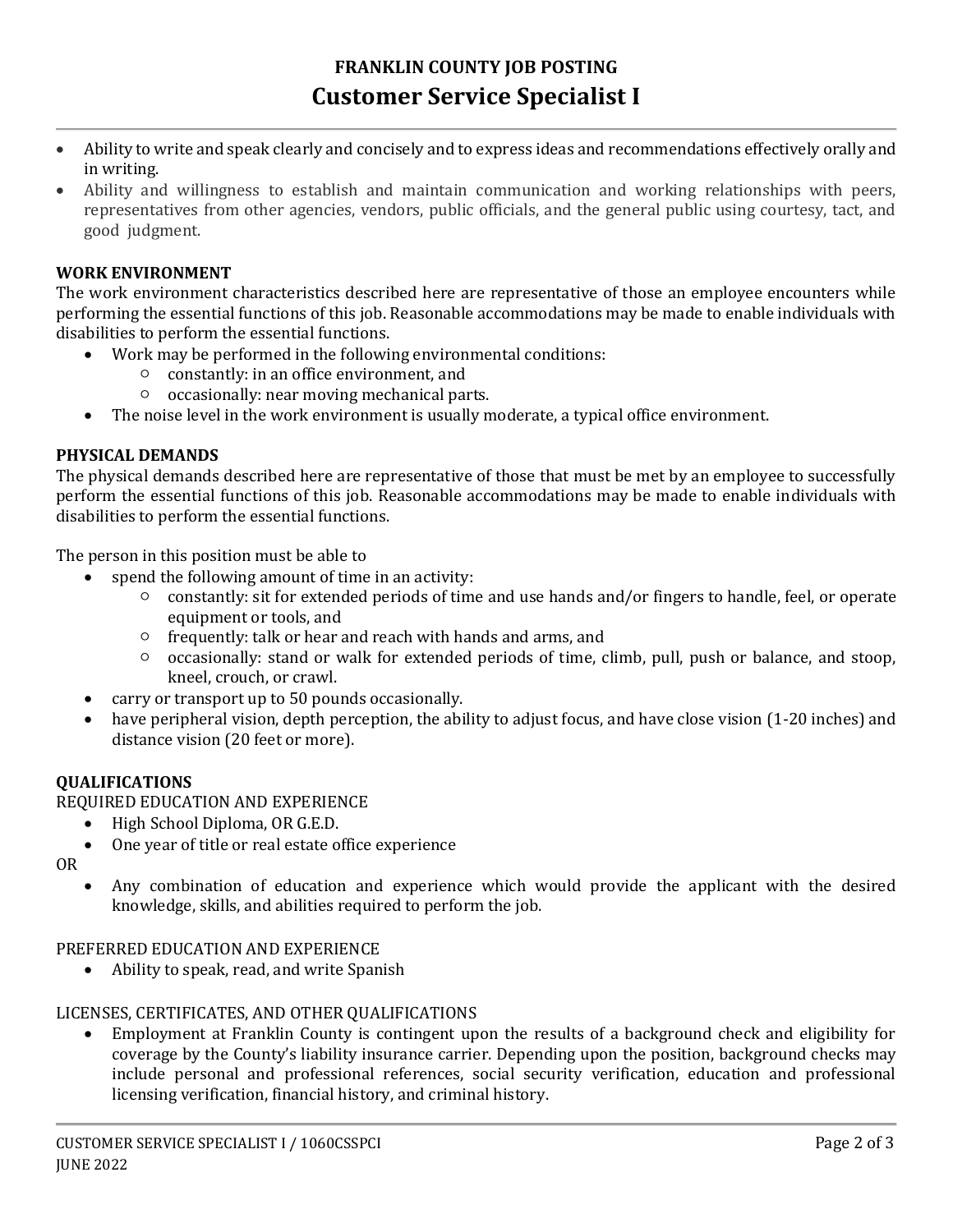- Ability to write and speak clearly and concisely and to express ideas and recommendations effectively orally and in writing.
- Ability and willingness to establish and maintain communication and working relationships with peers, representatives from other agencies, vendors, public officials, and the general public using courtesy, tact, and good judgment.

**WORK ENVIRONMENT**

The work environment characteristics described here are representative of those an employee encounters while performing the essential functions of this job. Reasonable accommodations may be made to enable individuals with disabilities to perform the essential functions.

- Work may be performed in the following environmental conditions:
  - constantly: in an office environment, and
  - occasionally: near moving mechanical parts.
- The noise level in the work environment is usually moderate, a typical office environment.

**PHYSICAL DEMANDS**

The physical demands described here are representative of those that must be met by an employee to successfully perform the essential functions of this job. Reasonable accommodations may be made to enable individuals with disabilities to perform the essential functions.

The person in this position must be able to

- spend the following amount of time in an activity:
  - constantly: sit for extended periods of time and use hands and/or fingers to handle, feel, or operate equipment or tools, and
  - frequently: talk or hear and reach with hands and arms, and
  - occasionally: stand or walk for extended periods of time, climb, pull, push or balance, and stoop, kneel, crouch, or crawl.
- carry or transport up to 50 pounds occasionally.
- have peripheral vision, depth perception, the ability to adjust focus, and have close vision (1-20 inches) and distance vision (20 feet or more).

**QUALIFICATIONS**

REQUIRED EDUCATION AND EXPERIENCE

- High School Diploma, OR G.E.D.
- One year of title or real estate office experience

OR

- Any combination of education and experience which would provide the applicant with the desired knowledge, skills, and abilities required to perform the job.

PREFERRED EDUCATION AND EXPERIENCE

- Ability to speak, read, and write Spanish

LICENSES, CERTIFICATES, AND OTHER QUALIFICATIONS

- Employment at Franklin County is contingent upon the results of a background check and eligibility for coverage by the County's liability insurance carrier. Depending upon the position, background checks may include personal and professional references, social security verification, education and professional licensing verification, financial history, and criminal history.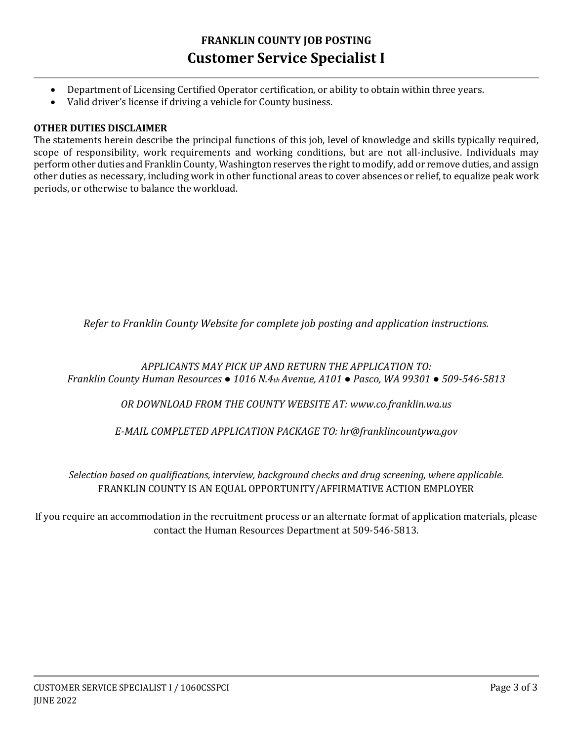- Department of Licensing Certified Operator certification, or ability to obtain within three years.
- Valid driver's license if driving a vehicle for County business.

**OTHER DUTIES DISCLAIMER**

The statements herein describe the principal functions of this job, level of knowledge and skills typically required, scope of responsibility, work requirements and working conditions, but are not all-inclusive. Individuals may perform other duties and Franklin County, Washington reserves the right to modify, add or remove duties, and assign other duties as necessary, including work in other functional areas to cover absences or relief, to equalize peak work periods, or otherwise to balance the workload.

*Refer to Franklin County Website for complete job posting and application instructions.*

*APPLICANTS MAY PICK UP AND RETURN THE APPLICATION TO:*
*Franklin County Human Resources ● 1016 N.4th Avenue, A101 ● Pasco, WA 99301 ● 509-546-5813*

*OR DOWNLOAD FROM THE COUNTY WEBSITE AT: www.co.franklin.wa.us*

*E-MAIL COMPLETED APPLICATION PACKAGE TO: hr@franklincountywa.gov*

*Selection based on qualifications, interview, background checks and drug screening, where applicable.*
FRANKLIN COUNTY IS AN EQUAL OPPORTUNITY/AFFIRMATIVE ACTION EMPLOYER

If you require an accommodation in the recruitment process or an alternate format of application materials, please contact the Human Resources Department at 509-546-5813.